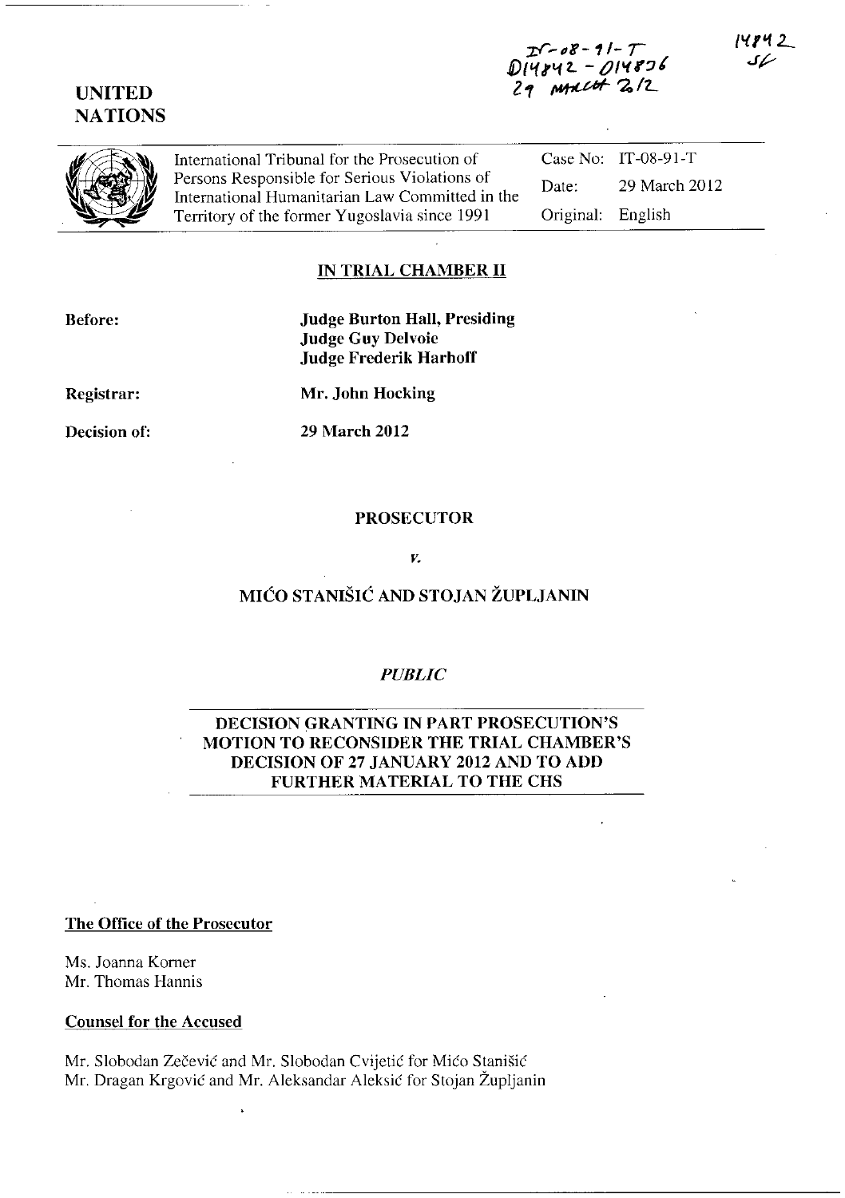IT-08-91-T
D14842 - D14836
29 MARCH 2012

14842
SF

**UNITED NATIONS**

International Tribunal for the Prosecution of Persons Responsible for Serious Violations of International Humanitarian Law Committed in the Territory of the former Yugoslavia since 1991

Case No: IT-08-91-T
Date: 29 March 2012
Original: English

## IN TRIAL CHAMBER II

**Before:** **Judge Burton Hall, Presiding**
**Judge Guy Delvoie**
**Judge Frederik Harhoff**

**Registrar:** **Mr. John Hocking**

**Decision of:** **29 March 2012**

## PROSECUTOR

*v.*

## MIĆO STANIŠIĆ AND STOJAN ŽUPLJANIN

*PUBLIC*

## DECISION GRANTING IN PART PROSECUTION'S MOTION TO RECONSIDER THE TRIAL CHAMBER'S DECISION OF 27 JANUARY 2012 AND TO ADD FURTHER MATERIAL TO THE CHS

**The Office of the Prosecutor**

Ms. Joanna Korner
Mr. Thomas Hannis

**Counsel for the Accused**

Mr. Slobodan Zečević and Mr. Slobodan Cvijetić for Mićo Stanišić
Mr. Dragan Krgović and Mr. Aleksandar Aleksić for Stojan Župljanin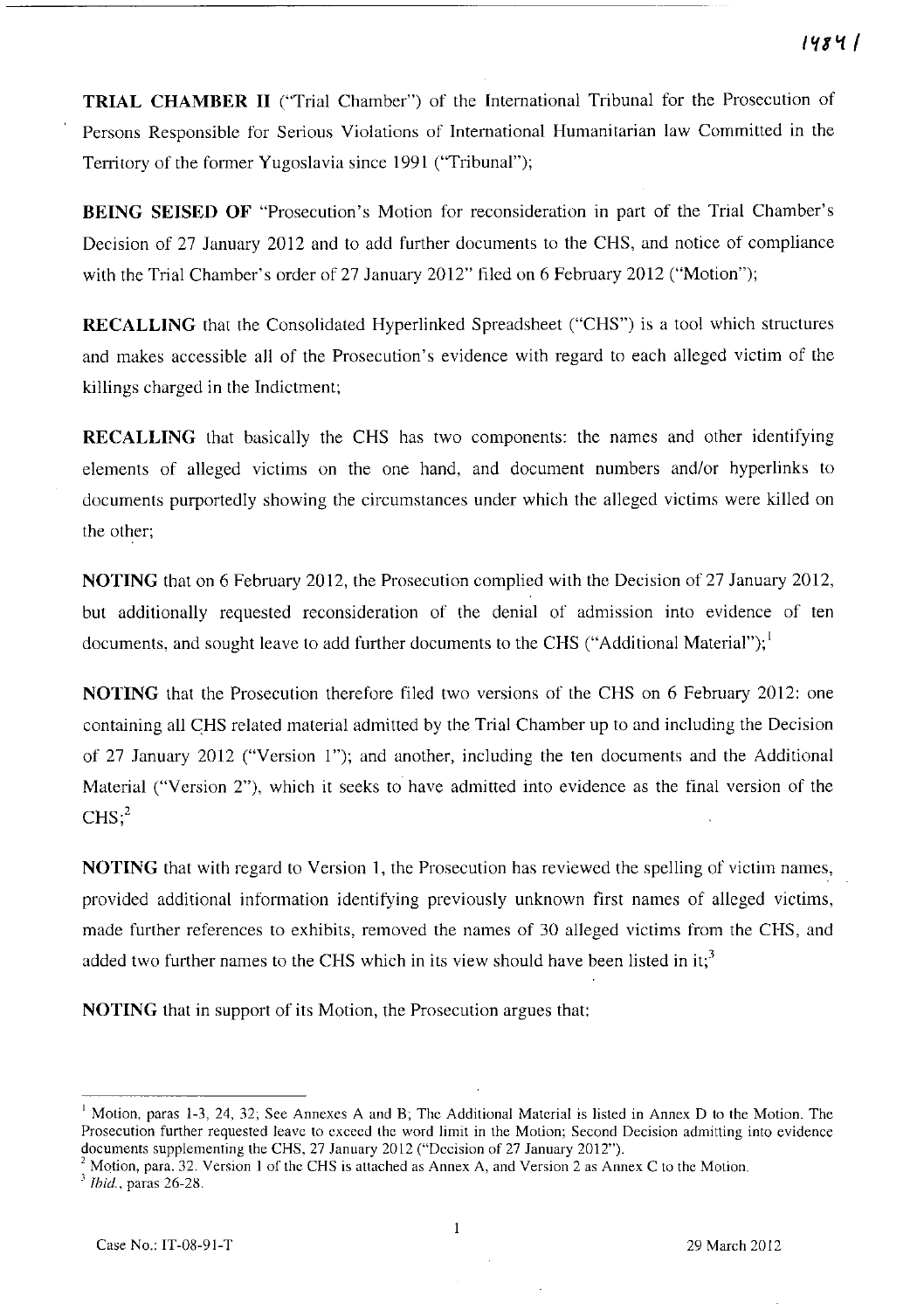**TRIAL CHAMBER II** ("Trial Chamber") of the International Tribunal for the Prosecution of Persons Responsible for Serious Violations of International Humanitarian law Committed in the Territory of the former Yugoslavia since 1991 ("Tribunal");

**BEING SEISED OF** "Prosecution's Motion for reconsideration in part of the Trial Chamber's Decision of 27 January 2012 and to add further documents to the CHS, and notice of compliance with the Trial Chamber's order of 27 January 2012" filed on 6 February 2012 ("Motion");

**RECALLING** that the Consolidated Hyperlinked Spreadsheet ("CHS") is a tool which structures and makes accessible all of the Prosecution's evidence with regard to each alleged victim of the killings charged in the Indictment;

**RECALLING** that basically the CHS has two components: the names and other identifying elements of alleged victims on the one hand, and document numbers and/or hyperlinks to documents purportedly showing the circumstances under which the alleged victims were killed on the other;

**NOTING** that on 6 February 2012, the Prosecution complied with the Decision of 27 January 2012, but additionally requested reconsideration of the denial of admission into evidence of ten documents, and sought leave to add further documents to the CHS ("Additional Material");[1]

**NOTING** that the Prosecution therefore filed two versions of the CHS on 6 February 2012: one containing all CHS related material admitted by the Trial Chamber up to and including the Decision of 27 January 2012 ("Version 1"); and another, including the ten documents and the Additional Material ("Version 2"), which it seeks to have admitted into evidence as the final version of the CHS;[2]

**NOTING** that with regard to Version 1, the Prosecution has reviewed the spelling of victim names, provided additional information identifying previously unknown first names of alleged victims, made further references to exhibits, removed the names of 30 alleged victims from the CHS, and added two further names to the CHS which in its view should have been listed in it;[3]

**NOTING** that in support of its Motion, the Prosecution argues that:

---

[1] Motion, paras 1-3, 24, 32; See Annexes A and B; The Additional Material is listed in Annex D to the Motion. The Prosecution further requested leave to exceed the word limit in the Motion; Second Decision admitting into evidence documents supplementing the CHS, 27 January 2012 ("Decision of 27 January 2012").

[2] Motion, para. 32. Version 1 of the CHS is attached as Annex A, and Version 2 as Annex C to the Motion.

[3] *Ibid.*, paras 26-28.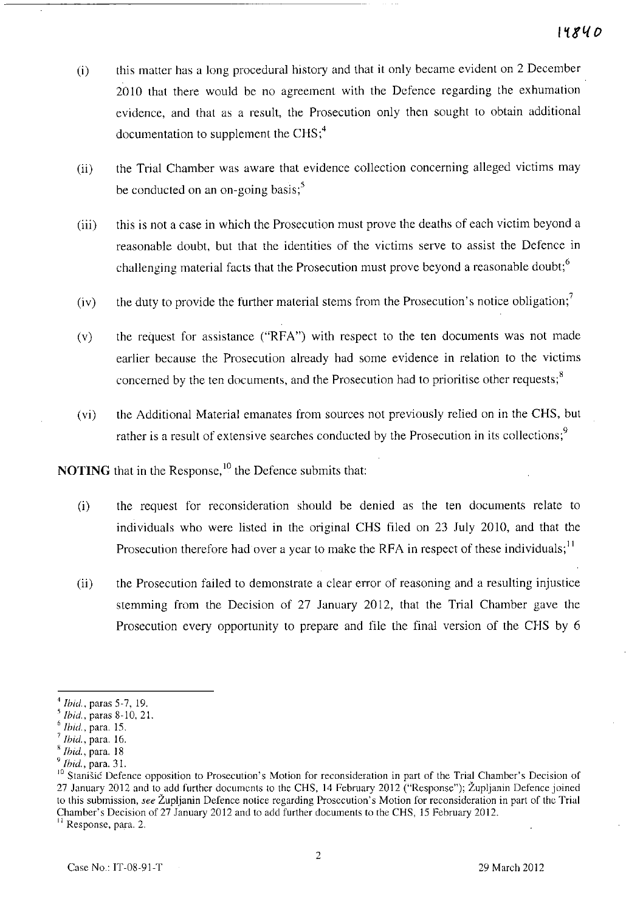(i) this matter has a long procedural history and that it only became evident on 2 December 2010 that there would be no agreement with the Defence regarding the exhumation evidence, and that as a result, the Prosecution only then sought to obtain additional documentation to supplement the CHS;[4]

(ii) the Trial Chamber was aware that evidence collection concerning alleged victims may be conducted on an on-going basis;[5]

(iii) this is not a case in which the Prosecution must prove the deaths of each victim beyond a reasonable doubt, but that the identities of the victims serve to assist the Defence in challenging material facts that the Prosecution must prove beyond a reasonable doubt;[6]

(iv) the duty to provide the further material stems from the Prosecution's notice obligation;[7]

(v) the request for assistance ("RFA") with respect to the ten documents was not made earlier because the Prosecution already had some evidence in relation to the victims concerned by the ten documents, and the Prosecution had to prioritise other requests;[8]

(vi) the Additional Material emanates from sources not previously relied on in the CHS, but rather is a result of extensive searches conducted by the Prosecution in its collections;[9]

**NOTING** that in the Response,[10] the Defence submits that:

(i) the request for reconsideration should be denied as the ten documents relate to individuals who were listed in the original CHS filed on 23 July 2010, and that the Prosecution therefore had over a year to make the RFA in respect of these individuals;[11]

(ii) the Prosecution failed to demonstrate a clear error of reasoning and a resulting injustice stemming from the Decision of 27 January 2012, that the Trial Chamber gave the Prosecution every opportunity to prepare and file the final version of the CHS by 6

---

[4] *Ibid.*, paras 5-7, 19.

[5] *Ibid.*, paras 8-10, 21.

[6] *Ibid.*, para. 15.

[7] *Ibid.*, para. 16.

[8] *Ibid.*, para. 18

[9] *Ibid.*, para. 31.

[10] Stanišić Defence opposition to Prosecution's Motion for reconsideration in part of the Trial Chamber's Decision of 27 January 2012 and to add further documents to the CHS, 14 February 2012 ("Response"); Župljanin Defence joined to this submission, *see* Župljanin Defence notice regarding Prosecution's Motion for reconsideration in part of the Trial Chamber's Decision of 27 January 2012 and to add further documents to the CHS, 15 February 2012.

[11] Response, para. 2.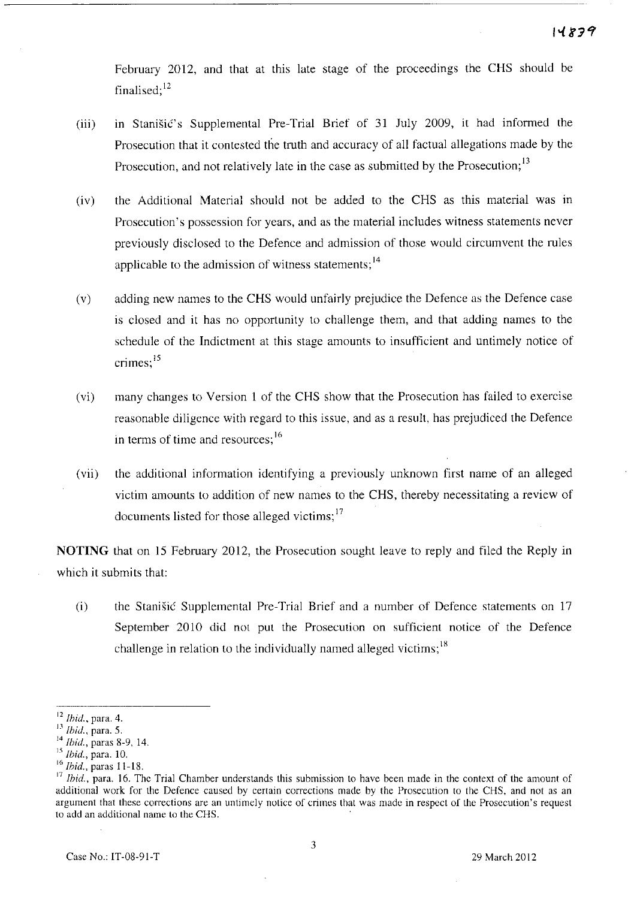February 2012, and that at this late stage of the proceedings the CHS should be finalised;[12]

(iii) in Stanišić's Supplemental Pre-Trial Brief of 31 July 2009, it had informed the Prosecution that it contested the truth and accuracy of all factual allegations made by the Prosecution, and not relatively late in the case as submitted by the Prosecution;[13]

(iv) the Additional Material should not be added to the CHS as this material was in Prosecution's possession for years, and as the material includes witness statements never previously disclosed to the Defence and admission of those would circumvent the rules applicable to the admission of witness statements;[14]

(v) adding new names to the CHS would unfairly prejudice the Defence as the Defence case is closed and it has no opportunity to challenge them, and that adding names to the schedule of the Indictment at this stage amounts to insufficient and untimely notice of crimes;[15]

(vi) many changes to Version 1 of the CHS show that the Prosecution has failed to exercise reasonable diligence with regard to this issue, and as a result, has prejudiced the Defence in terms of time and resources;[16]

(vii) the additional information identifying a previously unknown first name of an alleged victim amounts to addition of new names to the CHS, thereby necessitating a review of documents listed for those alleged victims;[17]

**NOTING** that on 15 February 2012, the Prosecution sought leave to reply and filed the Reply in which it submits that:

(i) the Stanišić Supplemental Pre-Trial Brief and a number of Defence statements on 17 September 2010 did not put the Prosecution on sufficient notice of the Defence challenge in relation to the individually named alleged victims;[18]

---

[12] *Ibid.*, para. 4.

[13] *Ibid.*, para. 5.

[14] *Ibid.*, paras 8-9, 14.

[15] *Ibid.*, para. 10.

[16] *Ibid.*, paras 11-18.

[17] *Ibid.*, para. 16. The Trial Chamber understands this submission to have been made in the context of the amount of additional work for the Defence caused by certain corrections made by the Prosecution to the CHS, and not as an argument that these corrections are an untimely notice of crimes that was made in respect of the Prosecution's request to add an additional name to the CHS.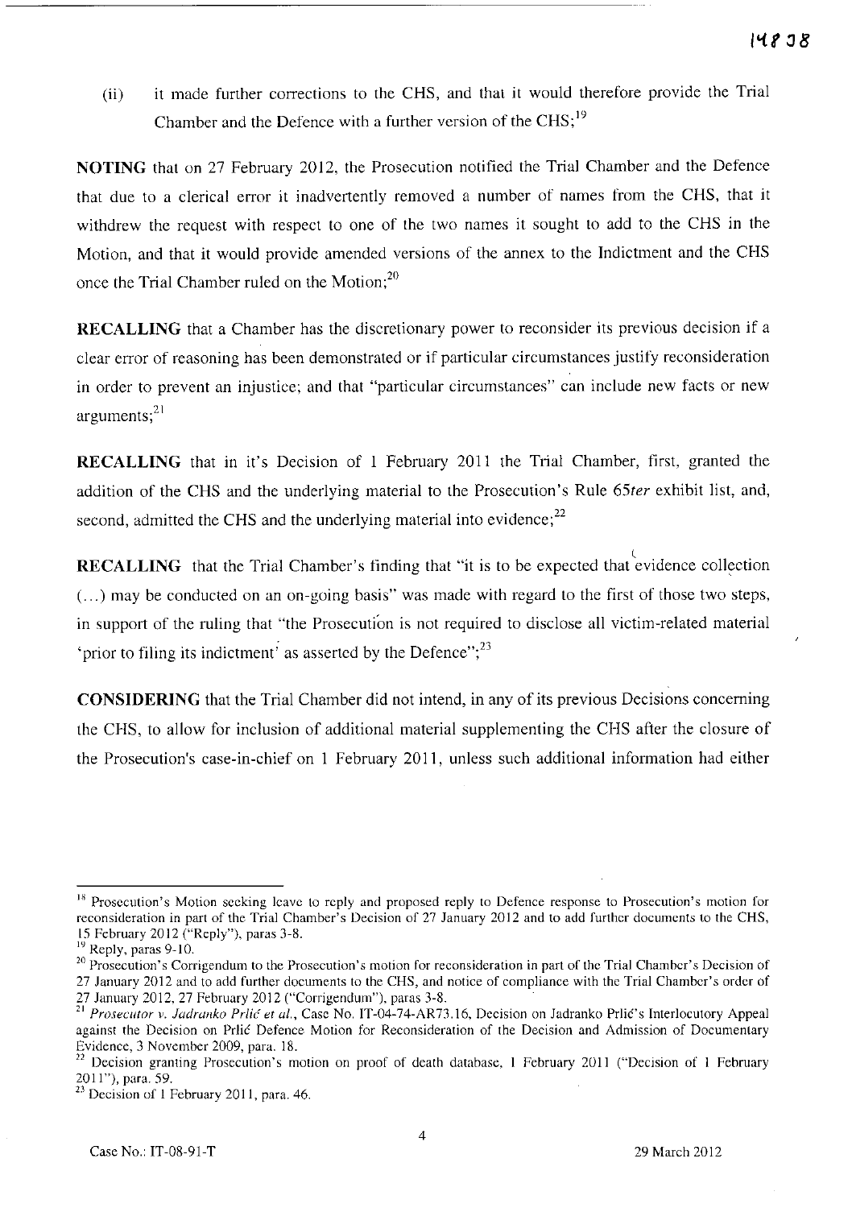(ii) it made further corrections to the CHS, and that it would therefore provide the Trial Chamber and the Defence with a further version of the CHS;[19]

**NOTING** that on 27 February 2012, the Prosecution notified the Trial Chamber and the Defence that due to a clerical error it inadvertently removed a number of names from the CHS, that it withdrew the request with respect to one of the two names it sought to add to the CHS in the Motion, and that it would provide amended versions of the annex to the Indictment and the CHS once the Trial Chamber ruled on the Motion;[20]

**RECALLING** that a Chamber has the discretionary power to reconsider its previous decision if a clear error of reasoning has been demonstrated or if particular circumstances justify reconsideration in order to prevent an injustice; and that "particular circumstances" can include new facts or new arguments;[21]

**RECALLING** that in it's Decision of 1 February 2011 the Trial Chamber, first, granted the addition of the CHS and the underlying material to the Prosecution's Rule 65*ter* exhibit list, and, second, admitted the CHS and the underlying material into evidence;[22]

**RECALLING** that the Trial Chamber's finding that "it is to be expected that evidence collection (...) may be conducted on an on-going basis" was made with regard to the first of those two steps, in support of the ruling that "the Prosecution is not required to disclose all victim-related material 'prior to filing its indictment' as asserted by the Defence";[23]

**CONSIDERING** that the Trial Chamber did not intend, in any of its previous Decisions concerning the CHS, to allow for inclusion of additional material supplementing the CHS after the closure of the Prosecution's case-in-chief on 1 February 2011, unless such additional information had either

---

[18] Prosecution's Motion seeking leave to reply and proposed reply to Defence response to Prosecution's motion for reconsideration in part of the Trial Chamber's Decision of 27 January 2012 and to add further documents to the CHS, 15 February 2012 ("Reply"), paras 3-8.

[19] Reply, paras 9-10.

[20] Prosecution's Corrigendum to the Prosecution's motion for reconsideration in part of the Trial Chamber's Decision of 27 January 2012 and to add further documents to the CHS, and notice of compliance with the Trial Chamber's order of 27 January 2012, 27 February 2012 ("Corrigendum"), paras 3-8.

[21] *Prosecutor v. Jadranko Prlić et al.*, Case No. IT-04-74-AR73.16, Decision on Jadranko Prlić's Interlocutory Appeal against the Decision on Prlić Defence Motion for Reconsideration of the Decision and Admission of Documentary Evidence, 3 November 2009, para. 18.

[22] Decision granting Prosecution's motion on proof of death database, 1 February 2011 ("Decision of 1 February 2011"), para. 59.

[23] Decision of 1 February 2011, para. 46.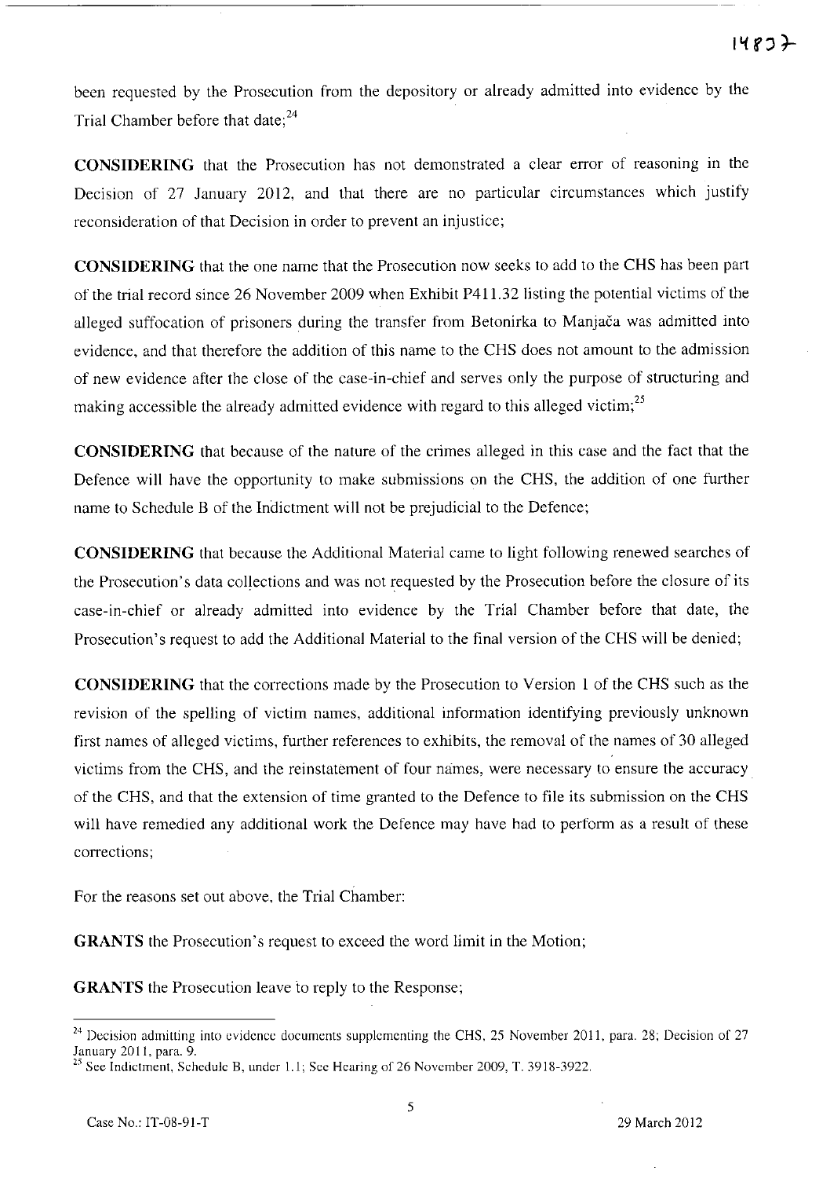been requested by the Prosecution from the depository or already admitted into evidence by the Trial Chamber before that date;[24]

**CONSIDERING** that the Prosecution has not demonstrated a clear error of reasoning in the Decision of 27 January 2012, and that there are no particular circumstances which justify reconsideration of that Decision in order to prevent an injustice;

**CONSIDERING** that the one name that the Prosecution now seeks to add to the CHS has been part of the trial record since 26 November 2009 when Exhibit P411.32 listing the potential victims of the alleged suffocation of prisoners during the transfer from Betonirka to Manjača was admitted into evidence, and that therefore the addition of this name to the CHS does not amount to the admission of new evidence after the close of the case-in-chief and serves only the purpose of structuring and making accessible the already admitted evidence with regard to this alleged victim;[25]

**CONSIDERING** that because of the nature of the crimes alleged in this case and the fact that the Defence will have the opportunity to make submissions on the CHS, the addition of one further name to Schedule B of the Indictment will not be prejudicial to the Defence;

**CONSIDERING** that because the Additional Material came to light following renewed searches of the Prosecution's data collections and was not requested by the Prosecution before the closure of its case-in-chief or already admitted into evidence by the Trial Chamber before that date, the Prosecution's request to add the Additional Material to the final version of the CHS will be denied;

**CONSIDERING** that the corrections made by the Prosecution to Version 1 of the CHS such as the revision of the spelling of victim names, additional information identifying previously unknown first names of alleged victims, further references to exhibits, the removal of the names of 30 alleged victims from the CHS, and the reinstatement of four names, were necessary to ensure the accuracy of the CHS, and that the extension of time granted to the Defence to file its submission on the CHS will have remedied any additional work the Defence may have had to perform as a result of these corrections;

For the reasons set out above, the Trial Chamber:

**GRANTS** the Prosecution's request to exceed the word limit in the Motion;

**GRANTS** the Prosecution leave to reply to the Response;

---

[24] Decision admitting into evidence documents supplementing the CHS, 25 November 2011, para. 28; Decision of 27 January 2011, para. 9.

[25] See Indictment, Schedule B, under 1.1; See Hearing of 26 November 2009, T. 3918-3922.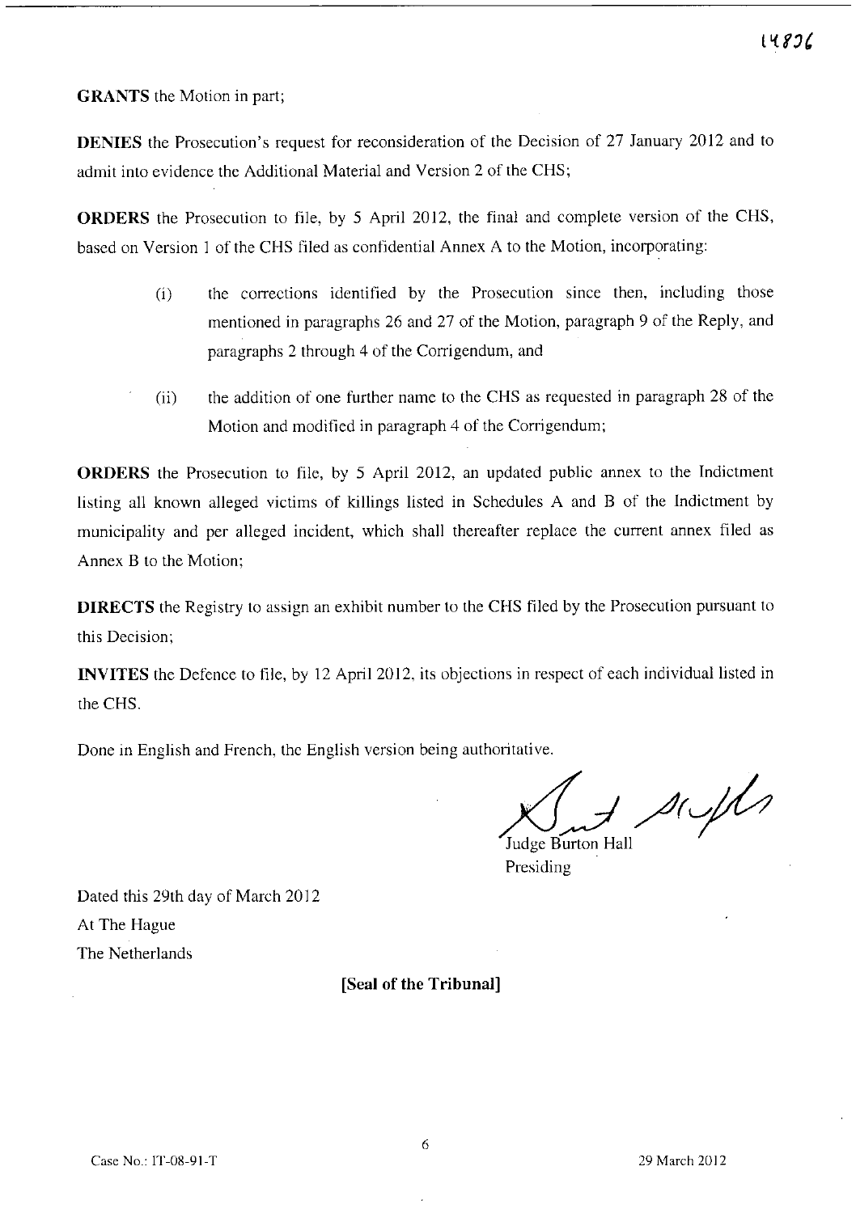**GRANTS** the Motion in part;

**DENIES** the Prosecution's request for reconsideration of the Decision of 27 January 2012 and to admit into evidence the Additional Material and Version 2 of the CHS;

**ORDERS** the Prosecution to file, by 5 April 2012, the final and complete version of the CHS, based on Version 1 of the CHS filed as confidential Annex A to the Motion, incorporating:

(i) the corrections identified by the Prosecution since then, including those mentioned in paragraphs 26 and 27 of the Motion, paragraph 9 of the Reply, and paragraphs 2 through 4 of the Corrigendum, and

(ii) the addition of one further name to the CHS as requested in paragraph 28 of the Motion and modified in paragraph 4 of the Corrigendum;

**ORDERS** the Prosecution to file, by 5 April 2012, an updated public annex to the Indictment listing all known alleged victims of killings listed in Schedules A and B of the Indictment by municipality and per alleged incident, which shall thereafter replace the current annex filed as Annex B to the Motion;

**DIRECTS** the Registry to assign an exhibit number to the CHS filed by the Prosecution pursuant to this Decision;

**INVITES** the Defence to file, by 12 April 2012, its objections in respect of each individual listed in the CHS.

Done in English and French, the English version being authoritative.

Judge Burton Hall
Presiding

Dated this 29th day of March 2012
At The Hague
The Netherlands

**[Seal of the Tribunal]**